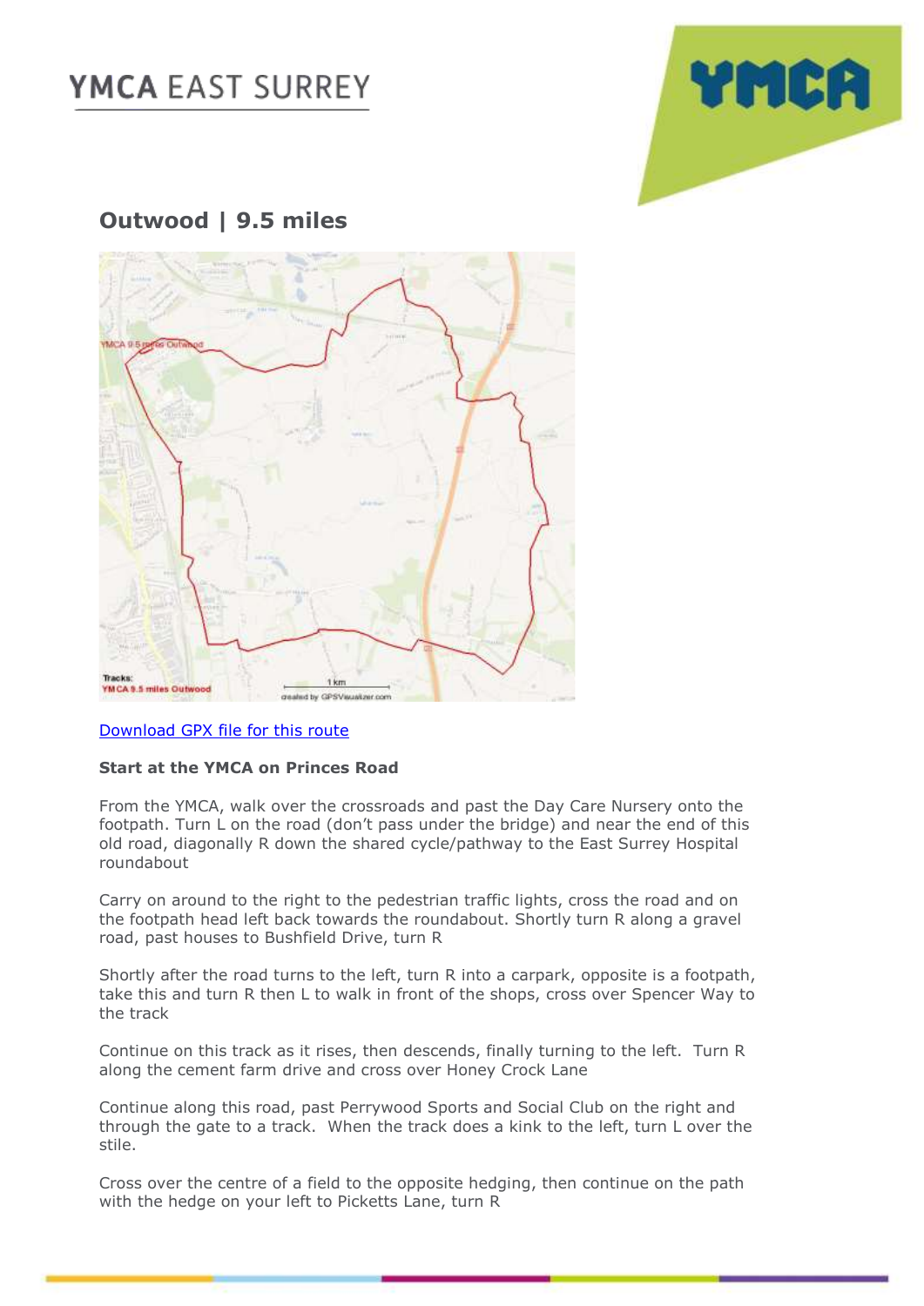# YMCA EAST SURREY

## Outwood | 9.5 miles

[Download GPX file for this route]

**Start at the YMCA on Princes Road**

From the YMCA, walk over the crossroads and past the Day Care Nursery onto the footpath. Turn L on the road (don't pass under the bridge) and near the end of this old road, diagonally R down the shared cycle/pathway to the East Surrey Hospital roundabout

Carry on around to the right to the pedestrian traffic lights, cross the road and on the footpath head left back towards the roundabout. Shortly turn R along a gravel road, past houses to Bushfield Drive, turn R

Shortly after the road turns to the left, turn R into a carpark, opposite is a footpath, take this and turn R then L to walk in front of the shops, cross over Spencer Way to the track

Continue on this track as it rises, then descends, finally turning to the left. Turn R along the cement farm drive and cross over Honey Crock Lane

Continue along this road, past Perrywood Sports and Social Club on the right and through the gate to a track. When the track does a kink to the left, turn L over the stile.

Cross over the centre of a field to the opposite hedging, then continue on the path with the hedge on your left to Picketts Lane, turn R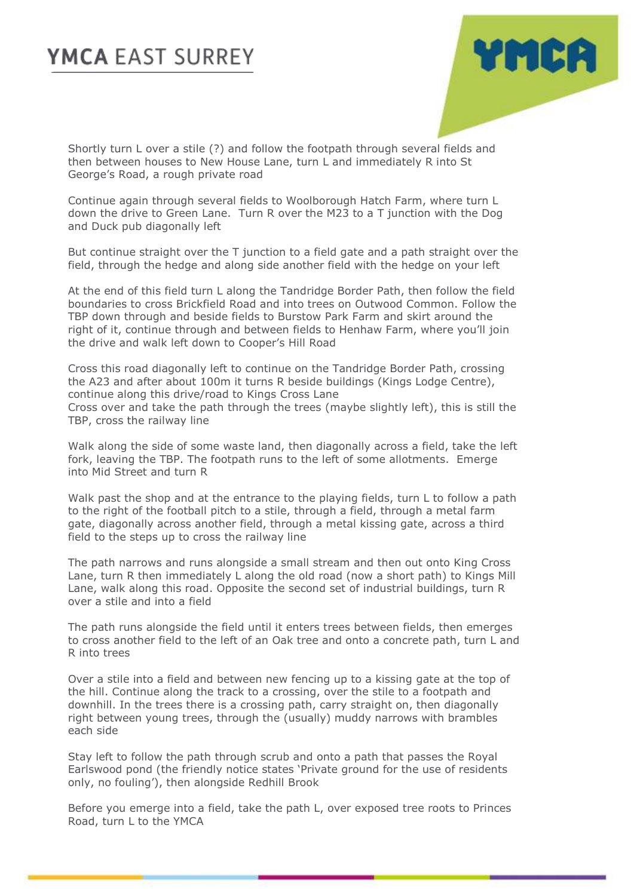Shortly turn L over a stile (?) and follow the footpath through several fields and then between houses to New House Lane, turn L and immediately R into St George's Road, a rough private road

Continue again through several fields to Woolborough Hatch Farm, where turn L down the drive to Green Lane. Turn R over the M23 to a T junction with the Dog and Duck pub diagonally left

But continue straight over the T junction to a field gate and a path straight over the field, through the hedge and along side another field with the hedge on your left

At the end of this field turn L along the Tandridge Border Path, then follow the field boundaries to cross Brickfield Road and into trees on Outwood Common. Follow the TBP down through and beside fields to Burstow Park Farm and skirt around the right of it, continue through and between fields to Henhaw Farm, where you'll join the drive and walk left down to Cooper's Hill Road

Cross this road diagonally left to continue on the Tandridge Border Path, crossing the A23 and after about 100m it turns R beside buildings (Kings Lodge Centre), continue along this drive/road to Kings Cross Lane
Cross over and take the path through the trees (maybe slightly left), this is still the TBP, cross the railway line

Walk along the side of some waste land, then diagonally across a field, take the left fork, leaving the TBP. The footpath runs to the left of some allotments. Emerge into Mid Street and turn R

Walk past the shop and at the entrance to the playing fields, turn L to follow a path to the right of the football pitch to a stile, through a field, through a metal farm gate, diagonally across another field, through a metal kissing gate, across a third field to the steps up to cross the railway line

The path narrows and runs alongside a small stream and then out onto King Cross Lane, turn R then immediately L along the old road (now a short path) to Kings Mill Lane, walk along this road. Opposite the second set of industrial buildings, turn R over a stile and into a field

The path runs alongside the field until it enters trees between fields, then emerges to cross another field to the left of an Oak tree and onto a concrete path, turn L and R into trees

Over a stile into a field and between new fencing up to a kissing gate at the top of the hill. Continue along the track to a crossing, over the stile to a footpath and downhill. In the trees there is a crossing path, carry straight on, then diagonally right between young trees, through the (usually) muddy narrows with brambles each side

Stay left to follow the path through scrub and onto a path that passes the Royal Earlswood pond (the friendly notice states 'Private ground for the use of residents only, no fouling'), then alongside Redhill Brook

Before you emerge into a field, take the path L, over exposed tree roots to Princes Road, turn L to the YMCA